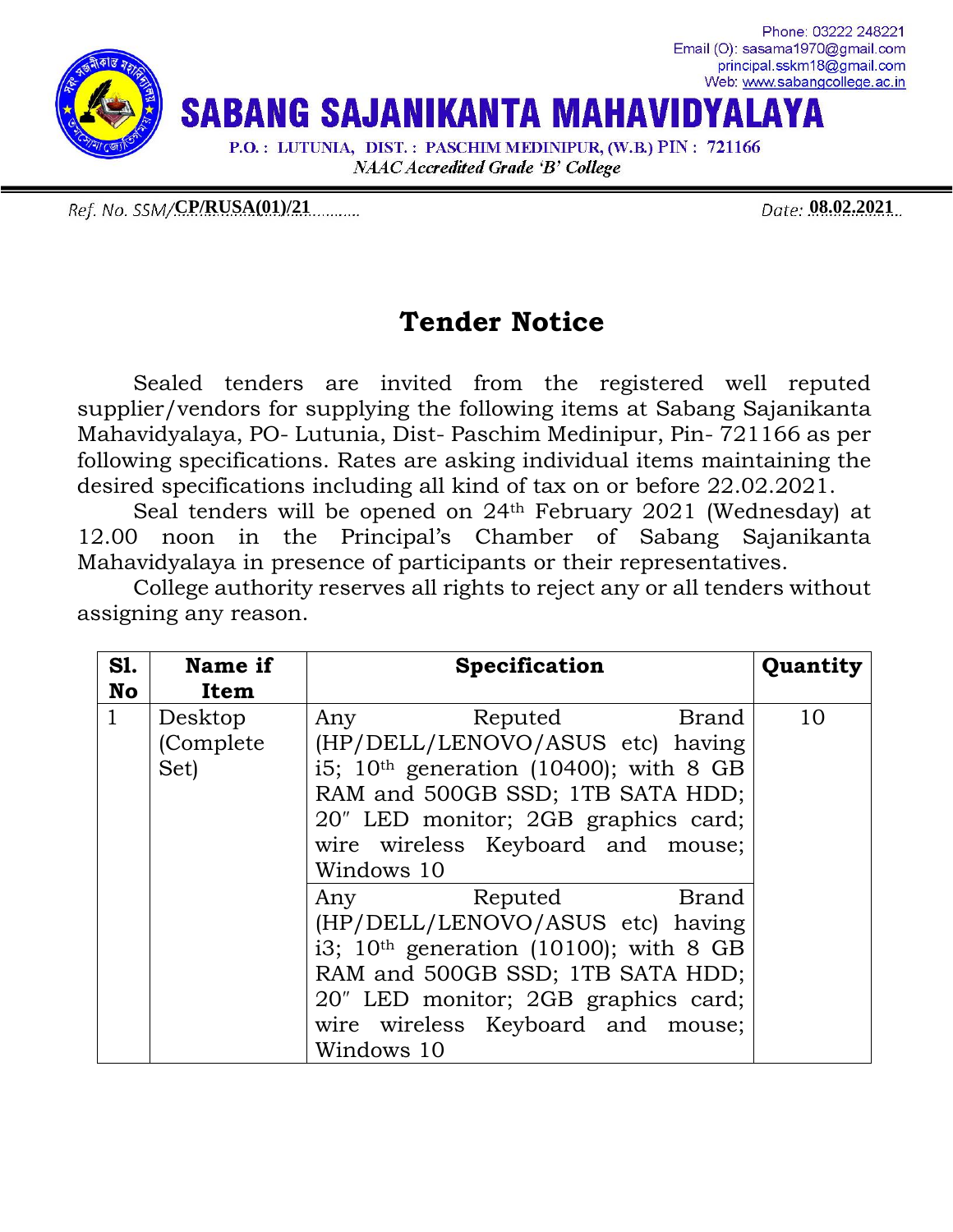Phone: 03222 248221
Email (O): sasama1970@gmail.com
principal.sskm18@gmail.com
Web: www.sabangcollege.ac.in

# SABANG SAJANIKANTA MAHAVIDYALAYA

P.O. : LUTUNIA, DIST. : PASCHIM MEDINIPUR, (W.B.) PIN : 721166

*NAAC Accredited Grade 'B' College*

Ref. No. SSM/**CP/RUSA(01)/21** Date: **08.02.2021**

## Tender Notice

Sealed tenders are invited from the registered well reputed supplier/vendors for supplying the following items at Sabang Sajanikanta Mahavidyalaya, PO- Lutunia, Dist- Paschim Medinipur, Pin- 721166 as per following specifications. Rates are asking individual items maintaining the desired specifications including all kind of tax on or before 22.02.2021.

Seal tenders will be opened on 24th February 2021 (Wednesday) at 12.00 noon in the Principal's Chamber of Sabang Sajanikanta Mahavidyalaya in presence of participants or their representatives.

College authority reserves all rights to reject any or all tenders without assigning any reason.

| Sl. No | Name if Item | Specification | Quantity |
|---|---|---|---|
| 1 | Desktop (Complete Set) | Any Reputed Brand (HP/DELL/LENOVO/ASUS etc) having i5; 10th generation (10400); with 8 GB RAM and 500GB SSD; 1TB SATA HDD; 20″ LED monitor; 2GB graphics card; wire wireless Keyboard and mouse; Windows 10 | 10 |
| | | Any Reputed Brand (HP/DELL/LENOVO/ASUS etc) having i3; 10th generation (10100); with 8 GB RAM and 500GB SSD; 1TB SATA HDD; 20″ LED monitor; 2GB graphics card; wire wireless Keyboard and mouse; Windows 10 | |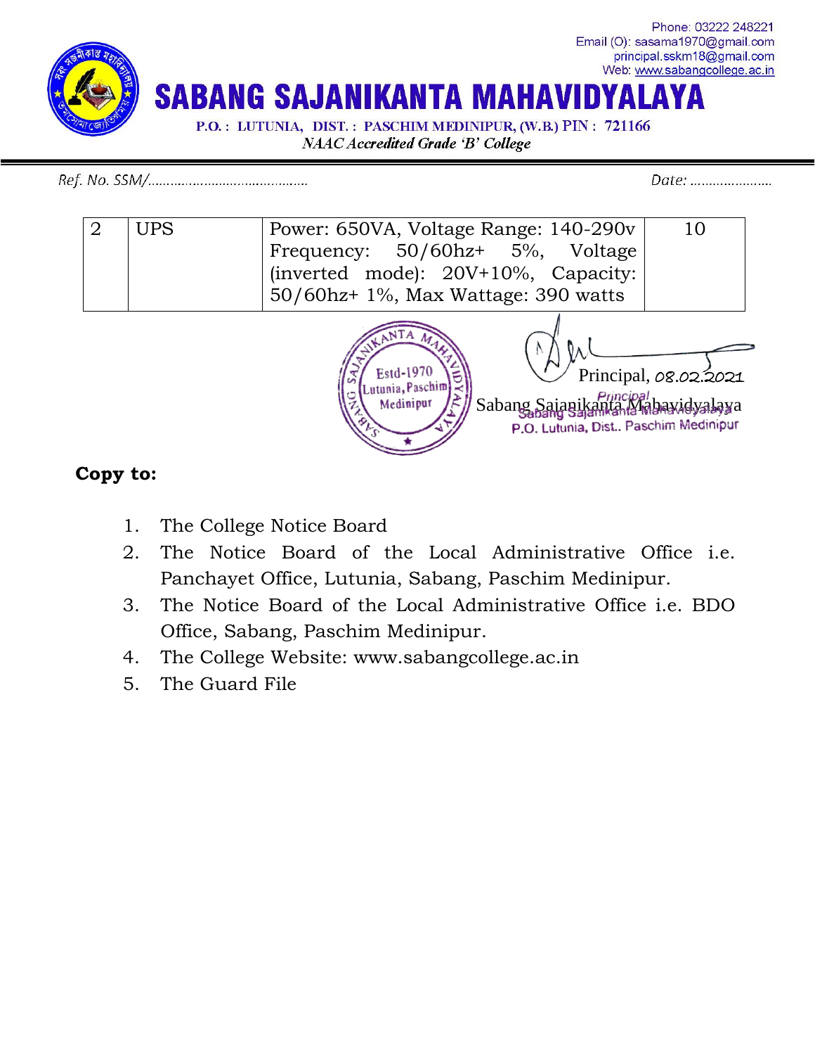Phone: 03222 248221
Email (O): sasama1970@gmail.com
principal.sskm18@gmail.com
Web: www.sabangcollege.ac.in

# SABANG SAJANIKANTA MAHAVIDYALAYA

P.O. : LUTUNIA, DIST. : PASCHIM MEDINIPUR, (W.B.) PIN : 721166

*NAAC Accredited Grade 'B' College*

Ref. No. SSM/…………………………………… Date: …………………

| | | | |
|---|---|---|---|
| 2 | UPS | Power: 650VA, Voltage Range: 140-290v Frequency: 50/60hz+ 5%, Voltage (inverted mode): 20V+10%, Capacity: 50/60hz+ 1%, Max Wattage: 390 watts | 10 |

Principal, 08.02.2021
Sabang Sajanikanta Mahavidyalaya

**Copy to:**

1. The College Notice Board
2. The Notice Board of the Local Administrative Office i.e. Panchayet Office, Lutunia, Sabang, Paschim Medinipur.
3. The Notice Board of the Local Administrative Office i.e. BDO Office, Sabang, Paschim Medinipur.
4. The College Website: www.sabangcollege.ac.in
5. The Guard File